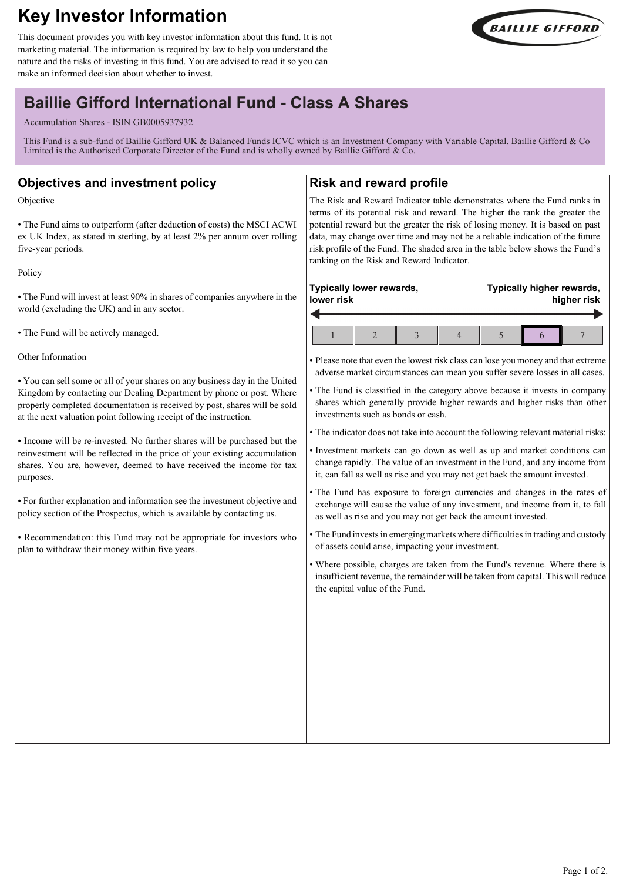# Key Investor Information

This document provides you with key investor information about this fund. It is not marketing material. The information is required by law to help you understand the nature and the risks of investing in this fund. You are advised to read it so you can make an informed decision about whether to invest.

BAILLIE GIFFORD

## Baillie Gifford International Fund - Class A Shares

Accumulation Shares - ISIN GB0005937932

This Fund is a sub-fund of Baillie Gifford UK & Balanced Funds ICVC which is an Investment Company with Variable Capital. Baillie Gifford & Co Limited is the Authorised Corporate Director of the Fund and is wholly owned by Baillie Gifford & Co.

## Objectives and investment policy

Objective

- The Fund aims to outperform (after deduction of costs) the MSCI ACWI ex UK Index, as stated in sterling, by at least 2% per annum over rolling five-year periods.

Policy

- The Fund will invest at least 90% in shares of companies anywhere in the world (excluding the UK) and in any sector.
- The Fund will be actively managed.

Other Information

- You can sell some or all of your shares on any business day in the United Kingdom by contacting our Dealing Department by phone or post. Where properly completed documentation is received by post, shares will be sold at the next valuation point following receipt of the instruction.
- Income will be re-invested. No further shares will be purchased but the reinvestment will be reflected in the price of your existing accumulation shares. You are, however, deemed to have received the income for tax purposes.
- For further explanation and information see the investment objective and policy section of the Prospectus, which is available by contacting us.
- Recommendation: this Fund may not be appropriate for investors who plan to withdraw their money within five years.

## Risk and reward profile

The Risk and Reward Indicator table demonstrates where the Fund ranks in terms of its potential risk and reward. The higher the rank the greater the potential reward but the greater the risk of losing money. It is based on past data, may change over time and may not be a reliable indication of the future risk profile of the Fund. The shaded area in the table below shows the Fund's ranking on the Risk and Reward Indicator.

**Typically lower rewards, lower risk** ← → **Typically higher rewards, higher risk**

| 1 | 2 | 3 | 4 | 5 | **6** | 7 |
|---|---|---|---|---|---|---|

- Please note that even the lowest risk class can lose you money and that extreme adverse market circumstances can mean you suffer severe losses in all cases.
- The Fund is classified in the category above because it invests in company shares which generally provide higher rewards and higher risks than other investments such as bonds or cash.
- The indicator does not take into account the following relevant material risks:
- Investment markets can go down as well as up and market conditions can change rapidly. The value of an investment in the Fund, and any income from it, can fall as well as rise and you may not get back the amount invested.
- The Fund has exposure to foreign currencies and changes in the rates of exchange will cause the value of any investment, and income from it, to fall as well as rise and you may not get back the amount invested.
- The Fund invests in emerging markets where difficulties in trading and custody of assets could arise, impacting your investment.
- Where possible, charges are taken from the Fund's revenue. Where there is insufficient revenue, the remainder will be taken from capital. This will reduce the capital value of the Fund.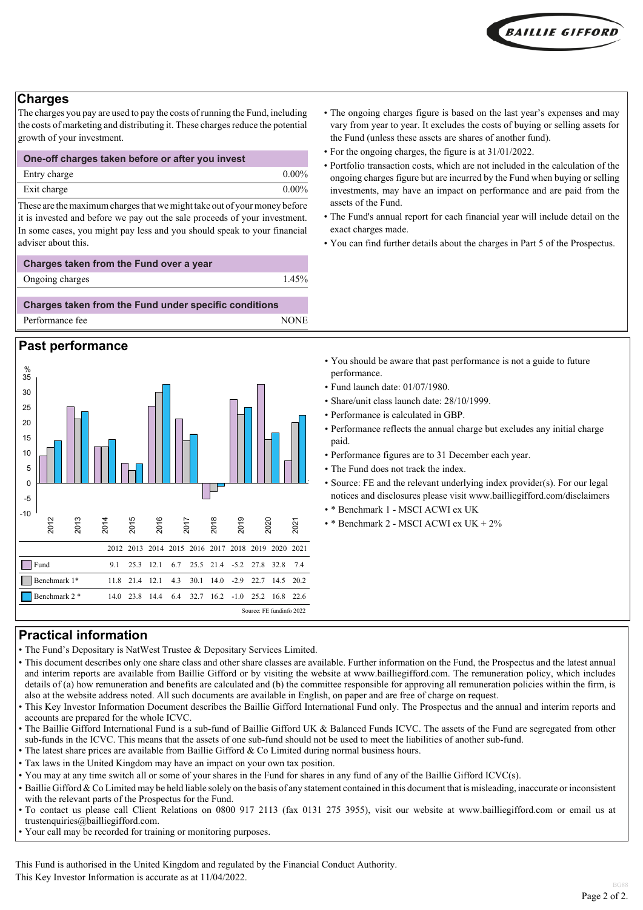## Charges

The charges you pay are used to pay the costs of running the Fund, including the costs of marketing and distributing it. These charges reduce the potential growth of your investment.

| One-off charges taken before or after you invest | |
|---|---|
| Entry charge | 0.00% |
| Exit charge | 0.00% |

These are the maximum charges that we might take out of your money before it is invested and before we pay out the sale proceeds of your investment. In some cases, you might pay less and you should speak to your financial adviser about this.

| Charges taken from the Fund over a year | |
|---|---|
| Ongoing charges | 1.45% |

| Charges taken from the Fund under specific conditions | |
|---|---|
| Performance fee | NONE |

- The ongoing charges figure is based on the last year's expenses and may vary from year to year. It excludes the costs of buying or selling assets for the Fund (unless these assets are shares of another fund).
- For the ongoing charges, the figure is at 31/01/2022.
- Portfolio transaction costs, which are not included in the calculation of the ongoing charges figure but are incurred by the Fund when buying or selling investments, may have an impact on performance and are paid from the assets of the Fund.
- The Fund's annual report for each financial year will include detail on the exact charges made.
- You can find further details about the charges in Part 5 of the Prospectus.

## Past performance

%
35
30
25
20
15
10
5
0
-5
-10

2012 2013 2014 2015 2016 2017 2018 2019 2020 2021

| | 2012 | 2013 | 2014 | 2015 | 2016 | 2017 | 2018 | 2019 | 2020 | 2021 |
|---|---|---|---|---|---|---|---|---|---|---|
| Fund | 9.1 | 25.3 | 12.1 | 6.7 | 25.5 | 21.4 | -5.2 | 27.8 | 32.8 | 7.4 |
| Benchmark 1* | 11.8 | 21.4 | 12.1 | 4.3 | 30.1 | 14.0 | -2.9 | 22.7 | 14.5 | 20.2 |
| Benchmark 2 * | 14.0 | 23.8 | 14.4 | 6.4 | 32.7 | 16.2 | -1.0 | 25.2 | 16.8 | 22.6 |

Source: FE fundinfo 2022

- You should be aware that past performance is not a guide to future performance.
- Fund launch date: 01/07/1980.
- Share/unit class launch date: 28/10/1999.
- Performance is calculated in GBP.
- Performance reflects the annual charge but excludes any initial charge paid.
- Performance figures are to 31 December each year.
- The Fund does not track the index.
- Source: FE and the relevant underlying index provider(s). For our legal notices and disclosures please visit www.bailliegifford.com/disclaimers
- \* Benchmark 1 - MSCI ACWI ex UK
- \* Benchmark 2 - MSCI ACWI ex UK + 2%

## Practical information

- The Fund's Depositary is NatWest Trustee & Depositary Services Limited.
- This document describes only one share class and other share classes are available. Further information on the Fund, the Prospectus and the latest annual and interim reports are available from Baillie Gifford or by visiting the website at www.bailliegifford.com. The remuneration policy, which includes details of (a) how remuneration and benefits are calculated and (b) the committee responsible for approving all remuneration policies within the firm, is also at the website address noted. All such documents are available in English, on paper and are free of charge on request.
- This Key Investor Information Document describes the Baillie Gifford International Fund only. The Prospectus and the annual and interim reports and accounts are prepared for the whole ICVC.
- The Baillie Gifford International Fund is a sub-fund of Baillie Gifford UK & Balanced Funds ICVC. The assets of the Fund are segregated from other sub-funds in the ICVC. This means that the assets of one sub-fund should not be used to meet the liabilities of another sub-fund.
- The latest share prices are available from Baillie Gifford & Co Limited during normal business hours.
- Tax laws in the United Kingdom may have an impact on your own tax position.
- You may at any time switch all or some of your shares in the Fund for shares in any fund of any of the Baillie Gifford ICVC(s).
- Baillie Gifford & Co Limited may be held liable solely on the basis of any statement contained in this document that is misleading, inaccurate or inconsistent with the relevant parts of the Prospectus for the Fund.
- To contact us please call Client Relations on 0800 917 2113 (fax 0131 275 3955), visit our website at www.bailliegifford.com or email us at trustenquiries@bailliegifford.com.
- Your call may be recorded for training or monitoring purposes.

This Fund is authorised in the United Kingdom and regulated by the Financial Conduct Authority.
This Key Investor Information is accurate as at 11/04/2022.